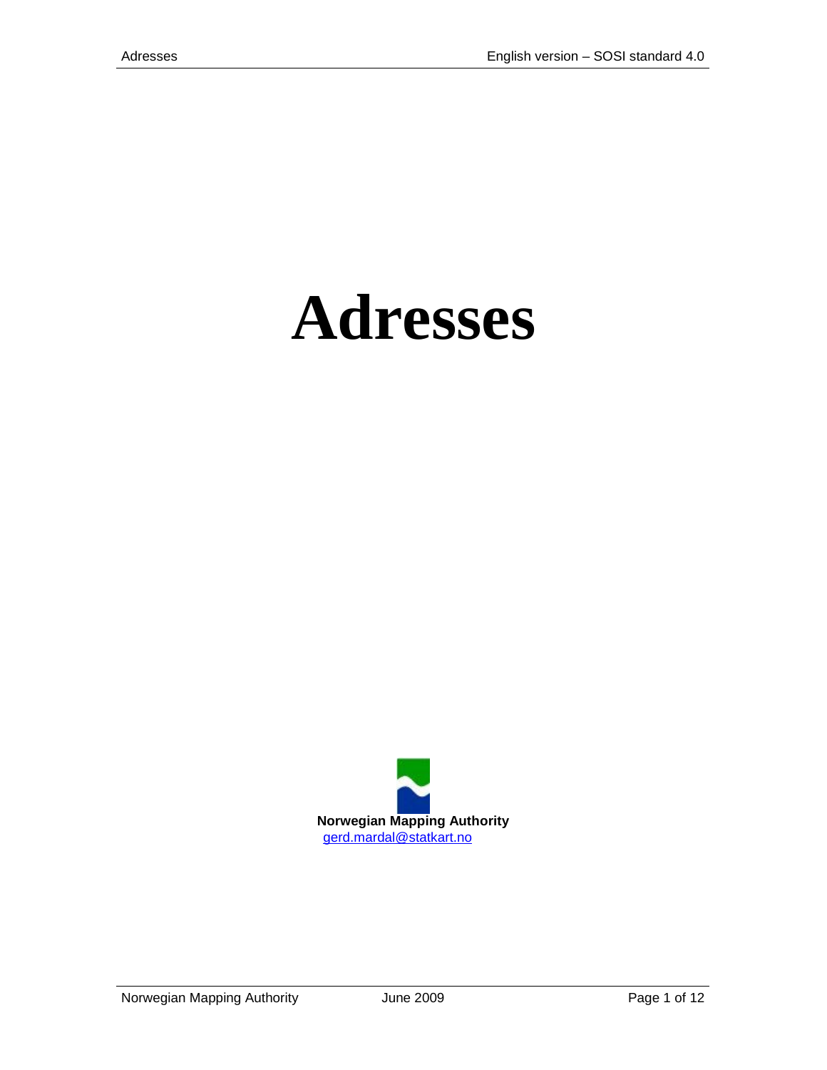# Adresses

**Norwegian Mapping Authority**

gerd.mardal@statkart.no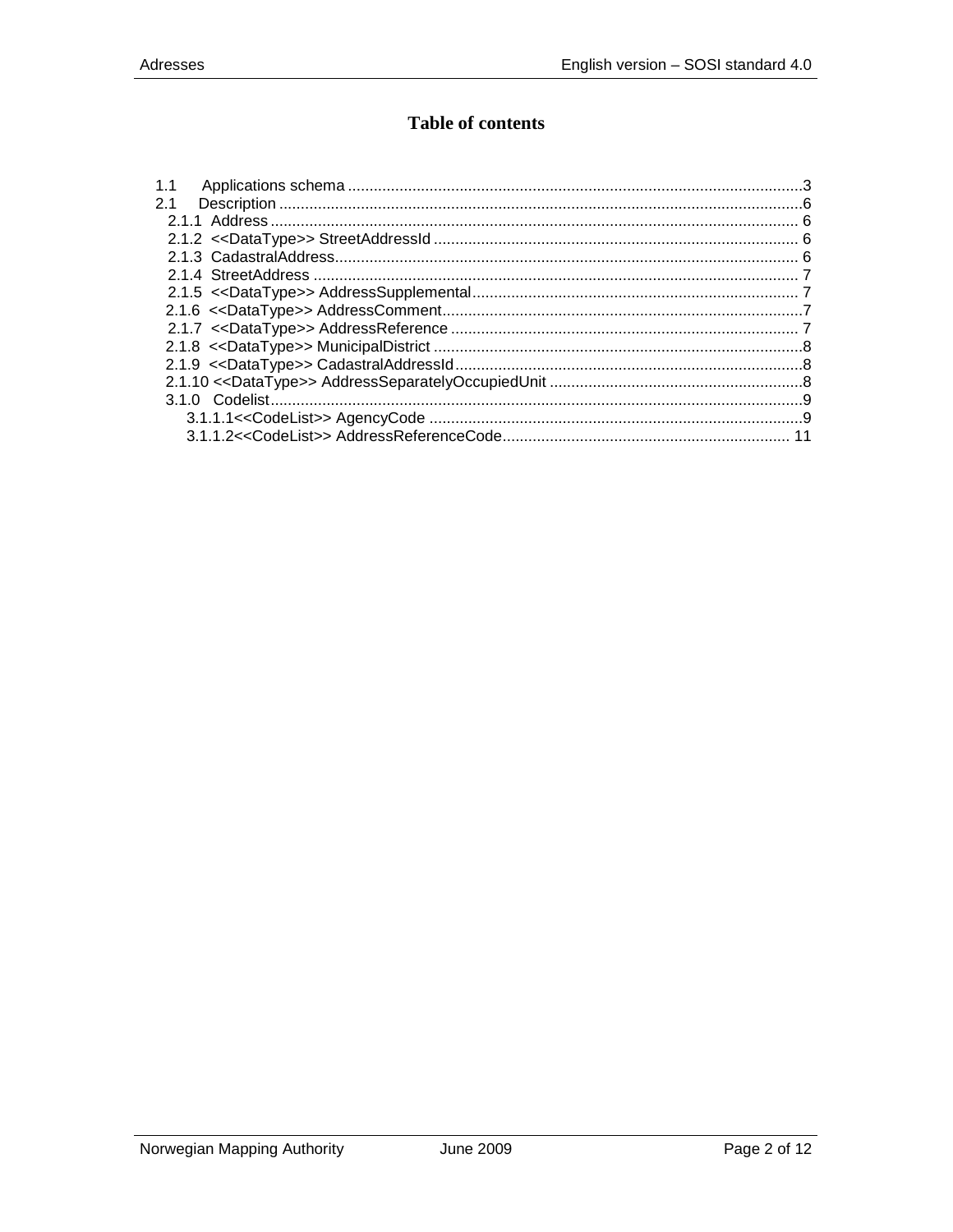# Table of contents

1.1 Applications schema ........................................................................................................3
2.1 Description ........................................................................................................................6
 2.1.1 Address ........................................................................................................................ 6
 2.1.2 <<DataType>> StreetAddressId .................................................................................. 6
 2.1.3 CadastralAddress.......................................................................................................... 6
 2.1.4 StreetAddress .............................................................................................................. 7
 2.1.5 <<DataType>> AddressSupplemental.......................................................................... 7
 2.1.6 <<DataType>> AddressComment..................................................................................7
 2.1.7 <<DataType>> AddressReference ............................................................................... 7
 2.1.8 <<DataType>> MunicipalDistrict ....................................................................................8
 2.1.9 <<DataType>> CadastralAddressId...............................................................................8
 2.1.10 <<DataType>> AddressSeparatelyOccupiedUnit ..........................................................8
 3.1.0 Codelist..........................................................................................................................9
  3.1.1.1<<CodeList>> AgencyCode .....................................................................................9
  3.1.1.2<<CodeList>> AddressReferenceCode.................................................................. 11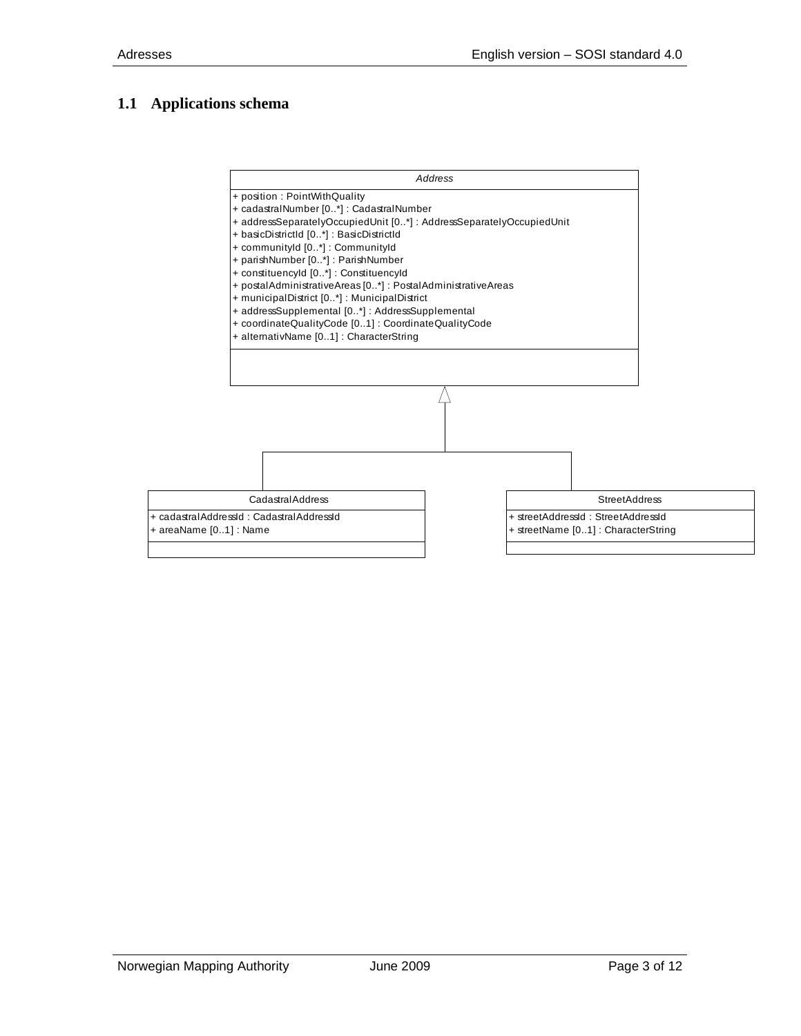## 1.1 Applications schema

*Address*

+ position : PointWithQuality
+ cadastralNumber [0..*] : CadastralNumber
+ addressSeparatelyOccupiedUnit [0..*] : AddressSeparatelyOccupiedUnit
+ basicDistrictId [0..*] : BasicDistrictId
+ communityId [0..*] : CommunityId
+ parishNumber [0..*] : ParishNumber
+ constituencyId [0..*] : ConstituencyId
+ postalAdministrativeAreas [0..*] : PostalAdministrativeAreas
+ municipalDistrict [0..*] : MunicipalDistrict
+ addressSupplemental [0..*] : AddressSupplemental
+ coordinateQualityCode [0..1] : CoordinateQualityCode
+ alternativName [0..1] : CharacterString

CadastralAddress

+ cadastralAddressId : CadastralAddressId
+ areaName [0..1] : Name

StreetAddress

+ streetAddressId : StreetAddressId
+ streetName [0..1] : CharacterString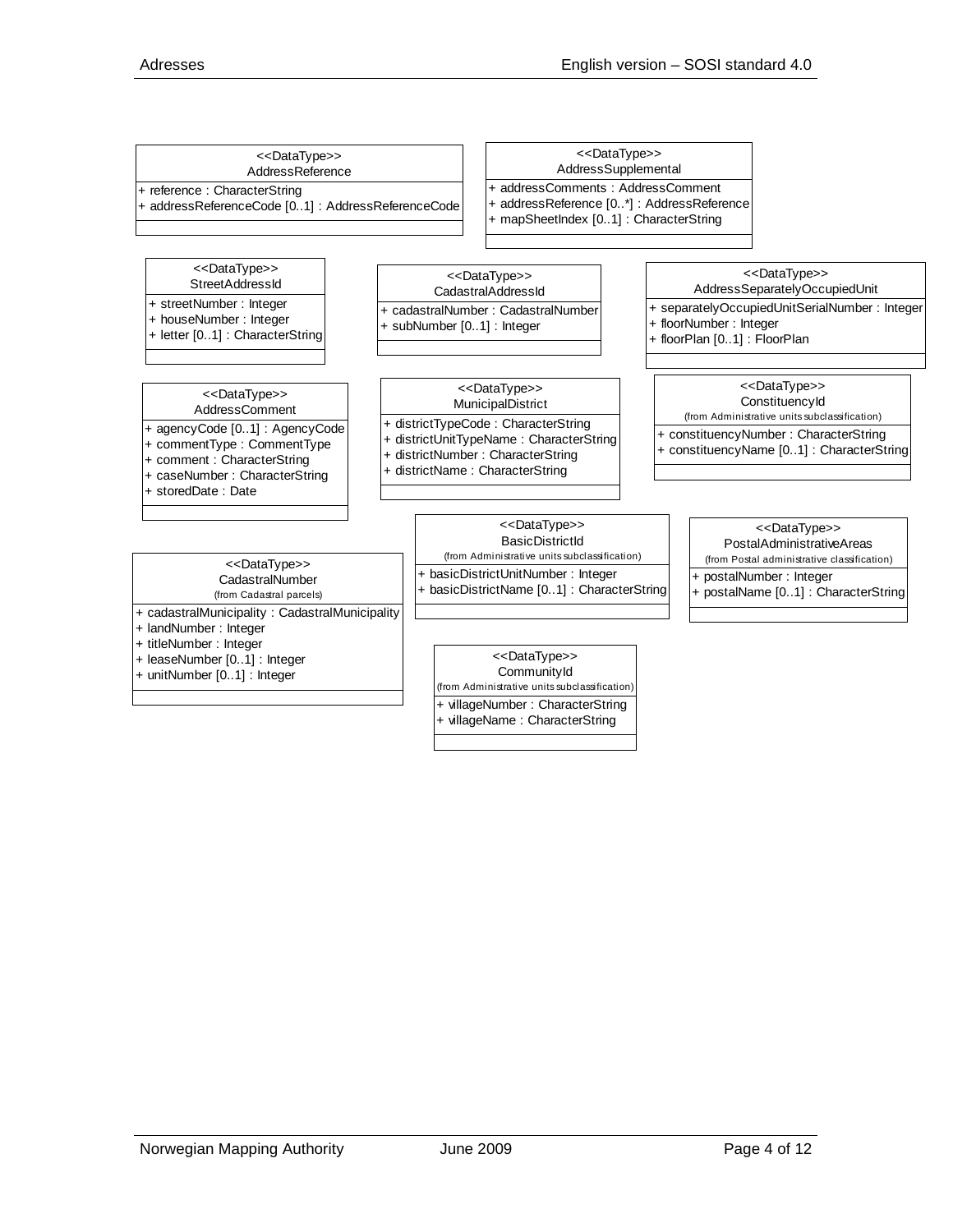**<<DataType>>**
**AddressReference**

- + reference : CharacterString
- + addressReferenceCode [0..1] : AddressReferenceCode

**<<DataType>>**
**AddressSupplemental**

- + addressComments : AddressComment
- + addressReference [0..*] : AddressReference
- + mapSheetIndex [0..1] : CharacterString

**<<DataType>>**
**StreetAddressId**

- + streetNumber : Integer
- + houseNumber : Integer
- + letter [0..1] : CharacterString

**<<DataType>>**
**CadastralAddressId**

- + cadastralNumber : CadastralNumber
- + subNumber [0..1] : Integer

**<<DataType>>**
**AddressSeparatelyOccupiedUnit**

- + separatelyOccupiedUnitSerialNumber : Integer
- + floorNumber : Integer
- + floorPlan [0..1] : FloorPlan

**<<DataType>>**
**AddressComment**

- + agencyCode [0..1] : AgencyCode
- + commentType : CommentType
- + comment : CharacterString
- + caseNumber : CharacterString
- + storedDate : Date

**<<DataType>>**
**MunicipalDistrict**

- + districtTypeCode : CharacterString
- + districtUnitTypeName : CharacterString
- + districtNumber : CharacterString
- + districtName : CharacterString

**<<DataType>>**
**ConstituencyId**
(from Administrative units subclassification)

- + constituencyNumber : CharacterString
- + constituencyName [0..1] : CharacterString

**<<DataType>>**
**BasicDistrictId**
(from Administrative units subclassification)

- + basicDistrictUnitNumber : Integer
- + basicDistrictName [0..1] : CharacterString

**<<DataType>>**
**PostalAdministrativeAreas**
(from Postal administrative classification)

- + postalNumber : Integer
- + postalName [0..1] : CharacterString

**<<DataType>>**
**CadastralNumber**
(from Cadastral parcels)

- + cadastralMunicipality : CadastralMunicipality
- + landNumber : Integer
- + titleNumber : Integer
- + leaseNumber [0..1] : Integer
- + unitNumber [0..1] : Integer

**<<DataType>>**
**CommunityId**
(from Administrative units subclassification)

- + villageNumber : CharacterString
- + villageName : CharacterString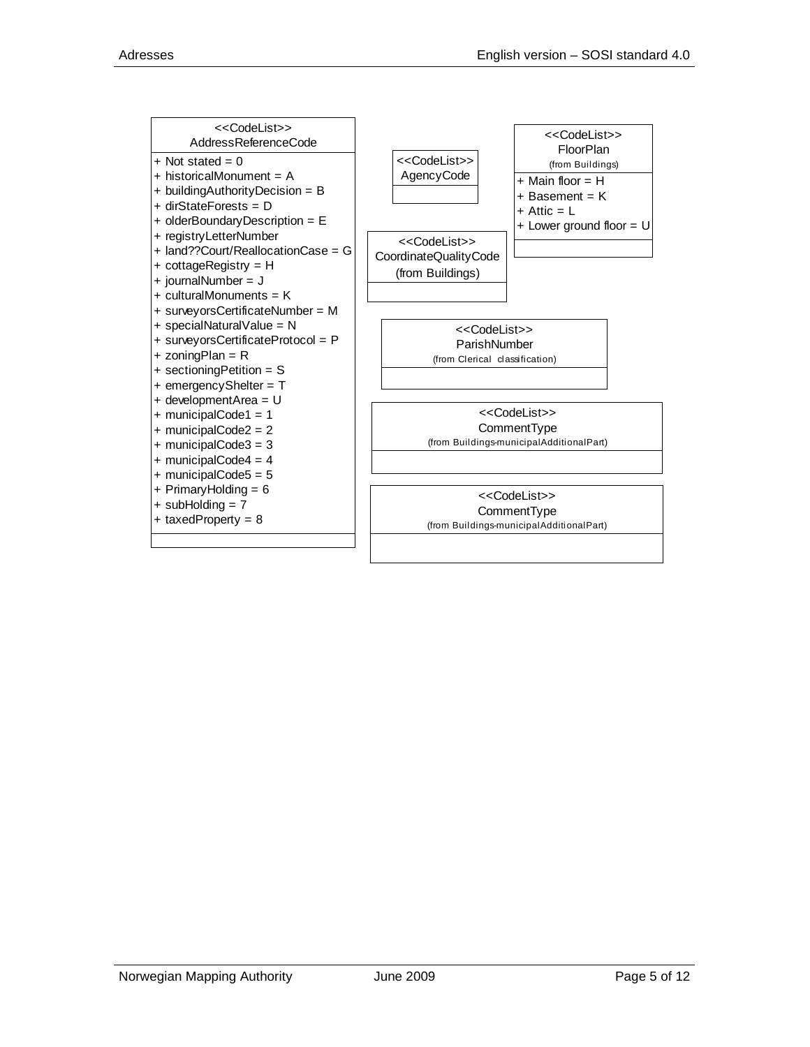**<<CodeList>>**
**AddressReferenceCode**

- + Not stated = 0
- + historicalMonument = A
- + buildingAuthorityDecision = B
- + dirStateForests = D
- + olderBoundaryDescription = E
- + registryLetterNumber
- + land??Court/ReallocationCase = G
- + cottageRegistry = H
- + journalNumber = J
- + culturalMonuments = K
- + surveyorsCertificateNumber = M
- + specialNaturalValue = N
- + surveyorsCertificateProtocol = P
- + zoningPlan = R
- + sectioningPetition = S
- + emergencyShelter = T
- + developmentArea = U
- + municipalCode1 = 1
- + municipalCode2 = 2
- + municipalCode3 = 3
- + municipalCode4 = 4
- + municipalCode5 = 5
- + PrimaryHolding = 6
- + subHolding = 7
- + taxedProperty = 8

**<<CodeList>>**
**AgencyCode**

**<<CodeList>>**
**FloorPlan**
(from Buildings)

- + Main floor = H
- + Basement = K
- + Attic = L
- + Lower ground floor = U

**<<CodeList>>**
**CoordinateQualityCode**
(from Buildings)

**<<CodeList>>**
**ParishNumber**
(from Clerical classification)

**<<CodeList>>**
**CommentType**
(from Buildings-municipalAdditionalPart)

**<<CodeList>>**
**CommentType**
(from Buildings-municipalAdditionalPart)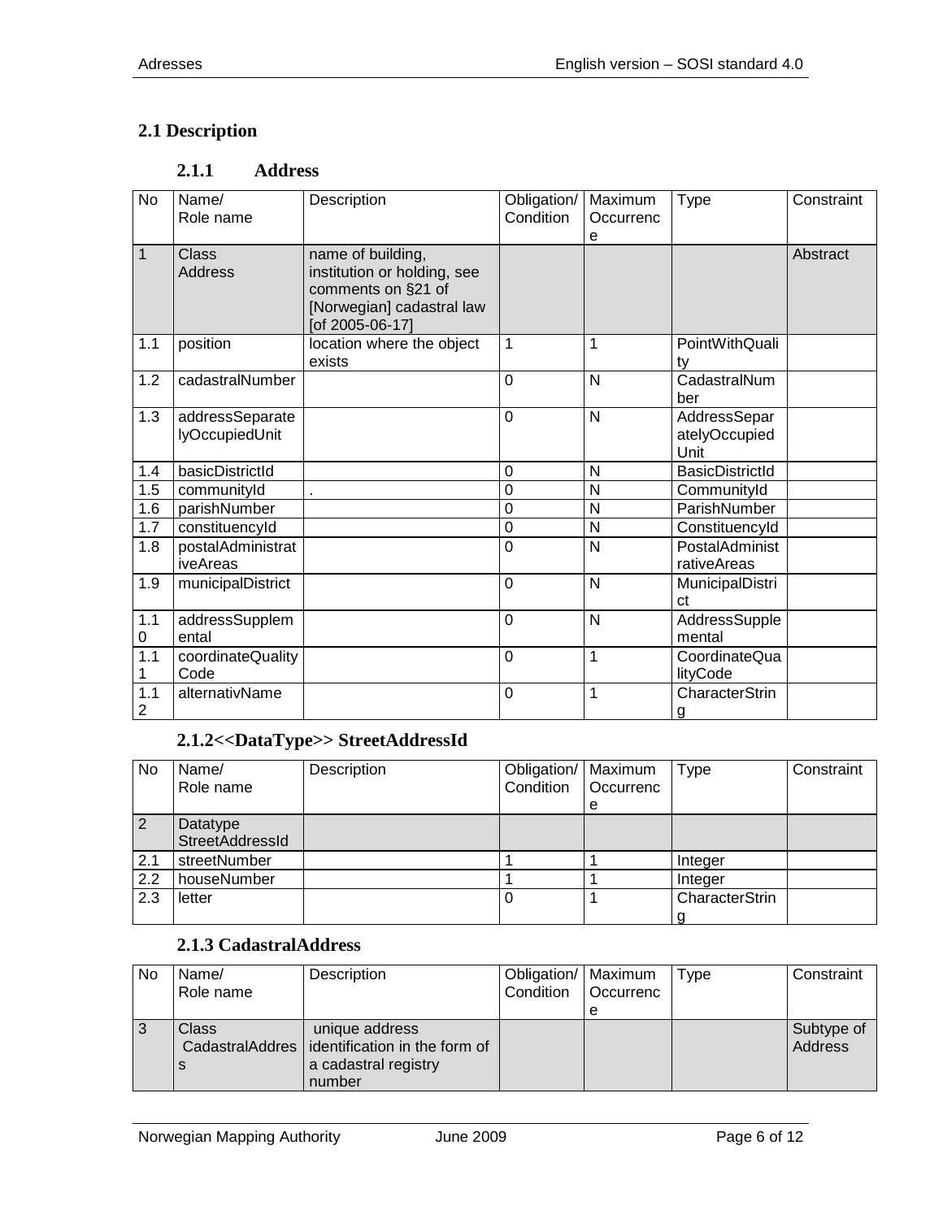## 2.1 Description

### 2.1.1 Address

| No | Name/ Role name | Description | Obligation/ Condition | Maximum Occurrence | Type | Constraint |
|---|---|---|---|---|---|---|
| 1 | Class Address | name of building, institution or holding, see comments on §21 of [Norwegian] cadastral law [of 2005-06-17] | | | | Abstract |
| 1.1 | position | location where the object exists | 1 | 1 | PointWithQuality | |
| 1.2 | cadastralNumber | | 0 | N | CadastralNumber | |
| 1.3 | addressSeparatelyOccupiedUnit | | 0 | N | AddressSeparatelyOccupiedUnit | |
| 1.4 | basicDistrictId | | 0 | N | BasicDistrictId | |
| 1.5 | communityId | . | 0 | N | CommunityId | |
| 1.6 | parishNumber | | 0 | N | ParishNumber | |
| 1.7 | constituencyId | | 0 | N | ConstituencyId | |
| 1.8 | postalAdministrativeAreas | | 0 | N | PostalAdministrativeAreas | |
| 1.9 | municipalDistrict | | 0 | N | MunicipalDistrict | |
| 1.10 | addressSupplemental | | 0 | N | AddressSupplemental | |
| 1.11 | coordinateQualityCode | | 0 | 1 | CoordinateQualityCode | |
| 1.12 | alternativName | | 0 | 1 | CharacterString | |

### 2.1.2<<DataType>> StreetAddressId

| No | Name/ Role name | Description | Obligation/ Condition | Maximum Occurrence | Type | Constraint |
|---|---|---|---|---|---|---|
| 2 | Datatype StreetAddressId | | | | | |
| 2.1 | streetNumber | | 1 | 1 | Integer | |
| 2.2 | houseNumber | | 1 | 1 | Integer | |
| 2.3 | letter | | 0 | 1 | CharacterString | |

### 2.1.3 CadastralAddress

| No | Name/ Role name | Description | Obligation/ Condition | Maximum Occurrence | Type | Constraint |
|---|---|---|---|---|---|---|
| 3 | Class CadastralAddress | unique address identification in the form of a cadastral registry number | | | | Subtype of Address |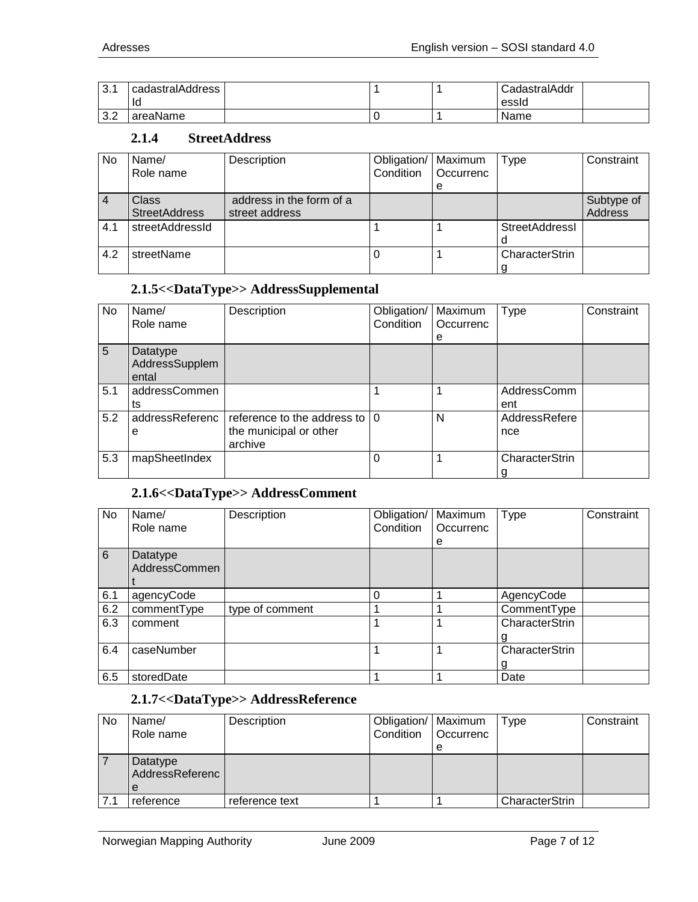| | | | | | | |
|---|---|---|---|---|---|---|
| 3.1 | cadastralAddressId | | 1 | 1 | CadastralAddressId | |
| 3.2 | areaName | | 0 | 1 | Name | |

### 2.1.4 StreetAddress

| No | Name/ Role name | Description | Obligation/ Condition | Maximum Occurrence | Type | Constraint |
|---|---|---|---|---|---|---|
| 4 | Class StreetAddress | address in the form of a street address | | | | Subtype of Address |
| 4.1 | streetAddressId | | 1 | 1 | StreetAddressId | |
| 4.2 | streetName | | 0 | 1 | CharacterString | |

### 2.1.5 <<DataType>> AddressSupplemental

| No | Name/ Role name | Description | Obligation/ Condition | Maximum Occurrence | Type | Constraint |
|---|---|---|---|---|---|---|
| 5 | Datatype AddressSupplemental | | | | | |
| 5.1 | addressComments | | 1 | 1 | AddressComment | |
| 5.2 | addressReference | reference to the address to the municipal or other archive | 0 | N | AddressReference | |
| 5.3 | mapSheetIndex | | 0 | 1 | CharacterString | |

### 2.1.6 <<DataType>> AddressComment

| No | Name/ Role name | Description | Obligation/ Condition | Maximum Occurrence | Type | Constraint |
|---|---|---|---|---|---|---|
| 6 | Datatype AddressComment | | | | | |
| 6.1 | agencyCode | | 0 | 1 | AgencyCode | |
| 6.2 | commentType | type of comment | 1 | 1 | CommentType | |
| 6.3 | comment | | 1 | 1 | CharacterString | |
| 6.4 | caseNumber | | 1 | 1 | CharacterString | |
| 6.5 | storedDate | | 1 | 1 | Date | |

### 2.1.7 <<DataType>> AddressReference

| No | Name/ Role name | Description | Obligation/ Condition | Maximum Occurrence | Type | Constraint |
|---|---|---|---|---|---|---|
| 7 | Datatype AddressReference | | | | | |
| 7.1 | reference | reference text | 1 | 1 | CharacterStrin | |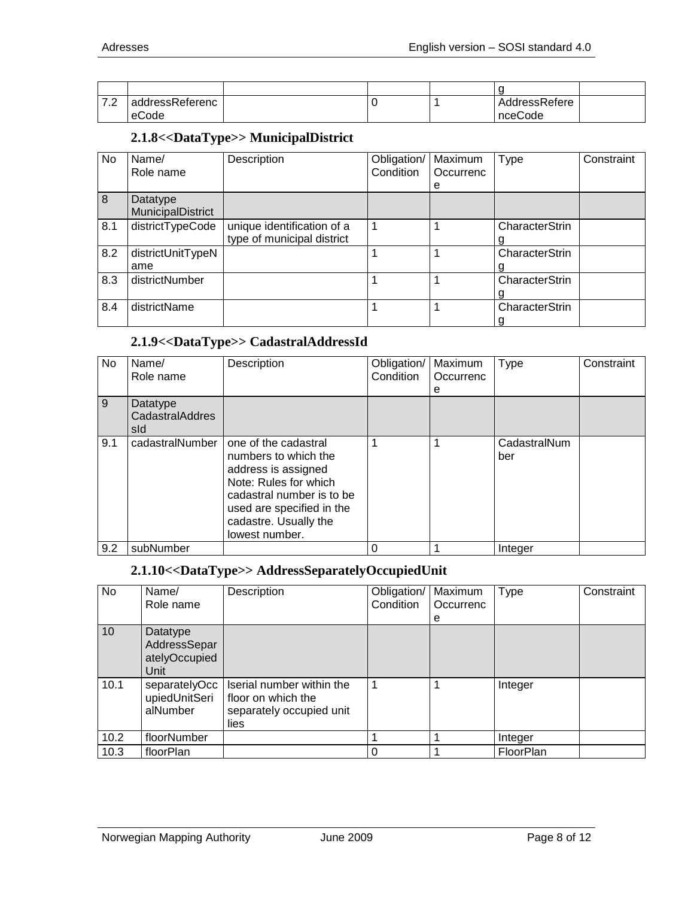| | | | | | g | |
|---|---|---|---|---|---|---|
| 7.2 | addressReferenceCode | | 0 | 1 | AddressReferenceCode | |

### 2.1.8<<DataType>> MunicipalDistrict

| No | Name/ Role name | Description | Obligation/ Condition | Maximum Occurrence | Type | Constraint |
|---|---|---|---|---|---|---|
| 8 | Datatype MunicipalDistrict | | | | | |
| 8.1 | districtTypeCode | unique identification of a type of municipal district | 1 | 1 | CharacterString | |
| 8.2 | districtUnitTypeName | | 1 | 1 | CharacterString | |
| 8.3 | districtNumber | | 1 | 1 | CharacterString | |
| 8.4 | districtName | | 1 | 1 | CharacterString | |

### 2.1.9<<DataType>> CadastralAddressId

| No | Name/ Role name | Description | Obligation/ Condition | Maximum Occurrence | Type | Constraint |
|---|---|---|---|---|---|---|
| 9 | Datatype CadastralAddressId | | | | | |
| 9.1 | cadastralNumber | one of the cadastral numbers to which the address is assigned Note: Rules for which cadastral number is to be used are specified in the cadastre. Usually the lowest number. | 1 | 1 | CadastralNumber | |
| 9.2 | subNumber | | 0 | 1 | Integer | |

### 2.1.10<<DataType>> AddressSeparatelyOccupiedUnit

| No | Name/ Role name | Description | Obligation/ Condition | Maximum Occurrence | Type | Constraint |
|---|---|---|---|---|---|---|
| 10 | Datatype AddressSeparatelyOccupiedUnit | | | | | |
| 10.1 | separatelyOccupiedUnitSerialNumber | lserial number within the floor on which the separately occupied unit lies | 1 | 1 | Integer | |
| 10.2 | floorNumber | | 1 | 1 | Integer | |
| 10.3 | floorPlan | | 0 | 1 | FloorPlan | |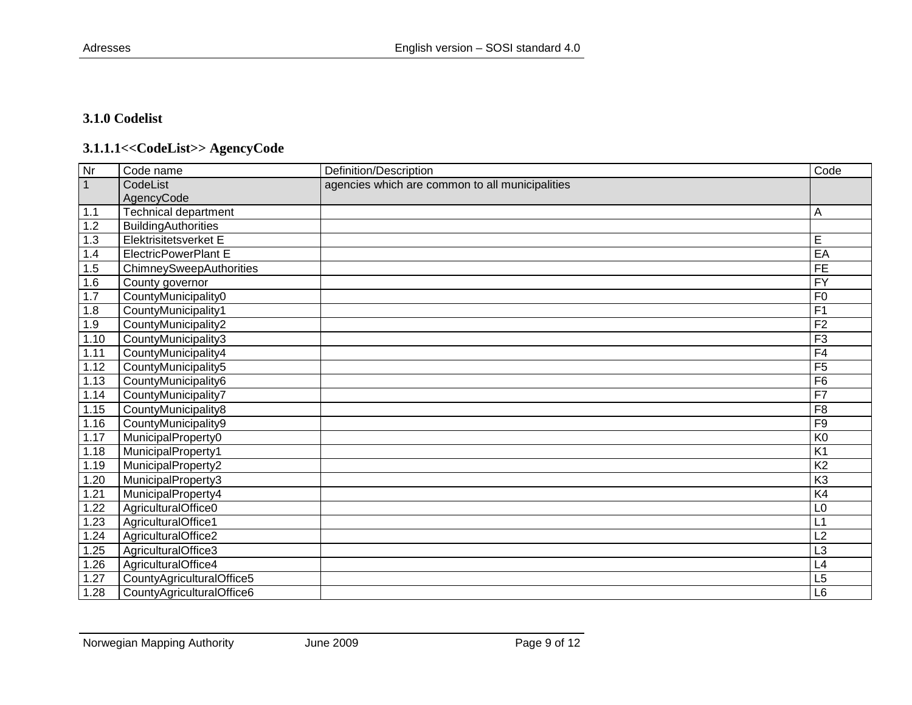### 3.1.0 Codelist

### 3.1.1.1<<CodeList>> AgencyCode

| Nr | Code name | Definition/Description | Code |
|---|---|---|---|
| 1 | CodeList AgencyCode | agencies which are common to all municipalities | |
| 1.1 | Technical department | | A |
| 1.2 | BuildingAuthorities | | |
| 1.3 | Elektrisitetsverket E | | E |
| 1.4 | ElectricPowerPlant E | | EA |
| 1.5 | ChimneySweepAuthorities | | FE |
| 1.6 | County governor | | FY |
| 1.7 | CountyMunicipality0 | | F0 |
| 1.8 | CountyMunicipality1 | | F1 |
| 1.9 | CountyMunicipality2 | | F2 |
| 1.10 | CountyMunicipality3 | | F3 |
| 1.11 | CountyMunicipality4 | | F4 |
| 1.12 | CountyMunicipality5 | | F5 |
| 1.13 | CountyMunicipality6 | | F6 |
| 1.14 | CountyMunicipality7 | | F7 |
| 1.15 | CountyMunicipality8 | | F8 |
| 1.16 | CountyMunicipality9 | | F9 |
| 1.17 | MunicipalProperty0 | | K0 |
| 1.18 | MunicipalProperty1 | | K1 |
| 1.19 | MunicipalProperty2 | | K2 |
| 1.20 | MunicipalProperty3 | | K3 |
| 1.21 | MunicipalProperty4 | | K4 |
| 1.22 | AgriculturalOffice0 | | L0 |
| 1.23 | AgriculturalOffice1 | | L1 |
| 1.24 | AgriculturalOffice2 | | L2 |
| 1.25 | AgriculturalOffice3 | | L3 |
| 1.26 | AgriculturalOffice4 | | L4 |
| 1.27 | CountyAgriculturalOffice5 | | L5 |
| 1.28 | CountyAgriculturalOffice6 | | L6 |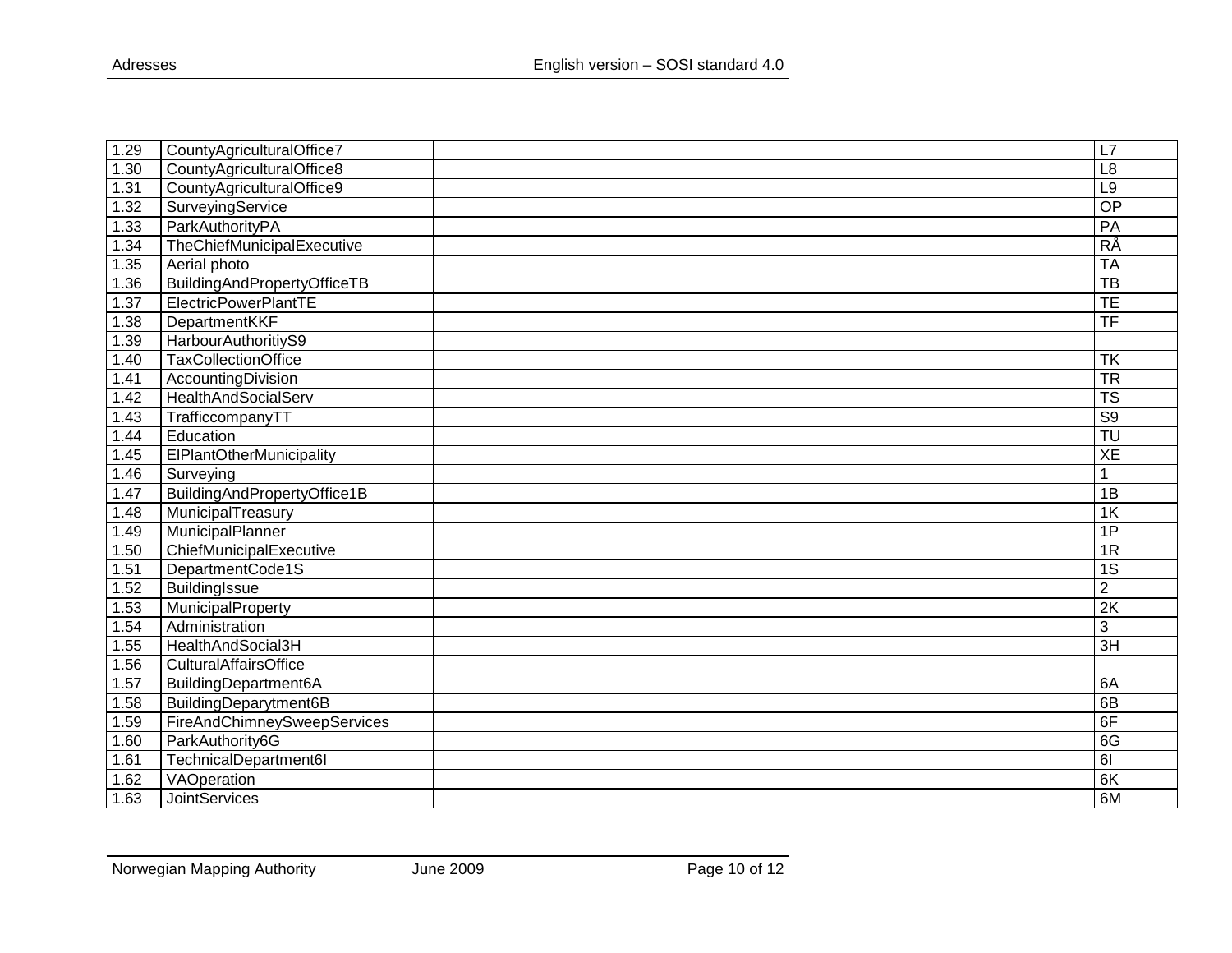| 1.29 | CountyAgriculturalOffice7 | | L7 |
|---|---|---|---|
| 1.30 | CountyAgriculturalOffice8 | | L8 |
| 1.31 | CountyAgriculturalOffice9 | | L9 |
| 1.32 | SurveyingService | | OP |
| 1.33 | ParkAuthorityPA | | PA |
| 1.34 | TheChiefMunicipalExecutive | | RÅ |
| 1.35 | Aerial photo | | TA |
| 1.36 | BuildingAndPropertyOfficeTB | | TB |
| 1.37 | ElectricPowerPlantTE | | TE |
| 1.38 | DepartmentKKF | | TF |
| 1.39 | HarbourAuthoritiyS9 | | |
| 1.40 | TaxCollectionOffice | | TK |
| 1.41 | AccountingDivision | | TR |
| 1.42 | HealthAndSocialServ | | TS |
| 1.43 | TrafficcompanyTT | | S9 |
| 1.44 | Education | | TU |
| 1.45 | ElPlantOtherMunicipality | | XE |
| 1.46 | Surveying | | 1 |
| 1.47 | BuildingAndPropertyOffice1B | | 1B |
| 1.48 | MunicipalTreasury | | 1K |
| 1.49 | MunicipalPlanner | | 1P |
| 1.50 | ChiefMunicipalExecutive | | 1R |
| 1.51 | DepartmentCode1S | | 1S |
| 1.52 | BuildingIssue | | 2 |
| 1.53 | MunicipalProperty | | 2K |
| 1.54 | Administration | | 3 |
| 1.55 | HealthAndSocial3H | | 3H |
| 1.56 | CulturalAffairsOffice | | |
| 1.57 | BuildingDepartment6A | | 6A |
| 1.58 | BuildingDeparytment6B | | 6B |
| 1.59 | FireAndChimneySweepServices | | 6F |
| 1.60 | ParkAuthority6G | | 6G |
| 1.61 | TechnicalDepartment6I | | 6I |
| 1.62 | VAOperation | | 6K |
| 1.63 | JointServices | | 6M |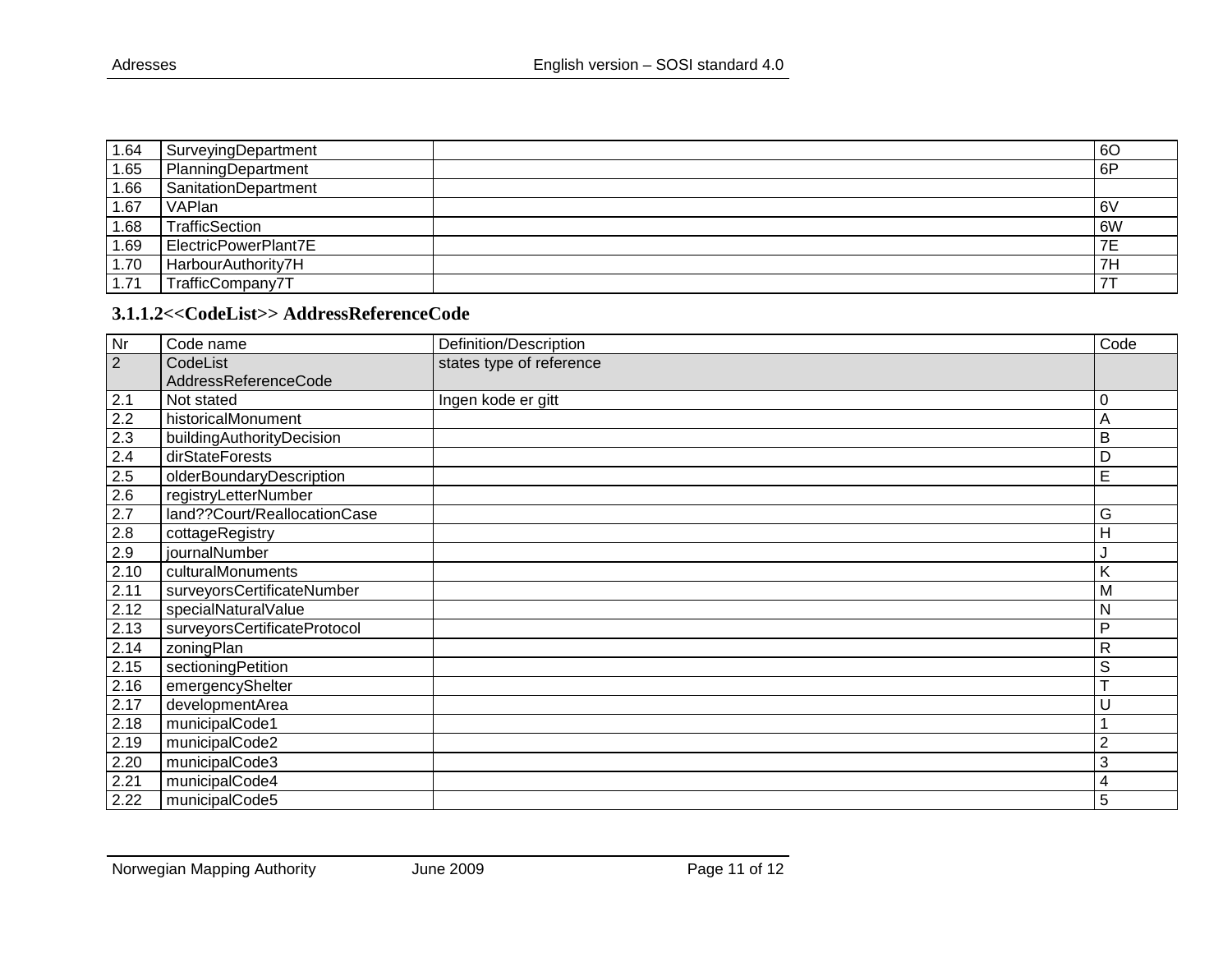| | | | |
|---|---|---|---|
| 1.64 | SurveyingDepartment | | 6O |
| 1.65 | PlanningDepartment | | 6P |
| 1.66 | SanitationDepartment | | |
| 1.67 | VAPlan | | 6V |
| 1.68 | TrafficSection | | 6W |
| 1.69 | ElectricPowerPlant7E | | 7E |
| 1.70 | HarbourAuthority7H | | 7H |
| 1.71 | TrafficCompany7T | | 7T |

### 3.1.1.2<<CodeList>> AddressReferenceCode

| Nr | Code name | Definition/Description | Code |
|---|---|---|---|
| 2 | CodeList AddressReferenceCode | states type of reference | |
| 2.1 | Not stated | Ingen kode er gitt | 0 |
| 2.2 | historicalMonument | | A |
| 2.3 | buildingAuthorityDecision | | B |
| 2.4 | dirStateForests | | D |
| 2.5 | olderBoundaryDescription | | E |
| 2.6 | registryLetterNumber | | |
| 2.7 | land??Court/ReallocationCase | | G |
| 2.8 | cottageRegistry | | H |
| 2.9 | journalNumber | | J |
| 2.10 | culturalMonuments | | K |
| 2.11 | surveyorsCertificateNumber | | M |
| 2.12 | specialNaturalValue | | N |
| 2.13 | surveyorsCertificateProtocol | | P |
| 2.14 | zoningPlan | | R |
| 2.15 | sectioningPetition | | S |
| 2.16 | emergencyShelter | | T |
| 2.17 | developmentArea | | U |
| 2.18 | municipalCode1 | | 1 |
| 2.19 | municipalCode2 | | 2 |
| 2.20 | municipalCode3 | | 3 |
| 2.21 | municipalCode4 | | 4 |
| 2.22 | municipalCode5 | | 5 |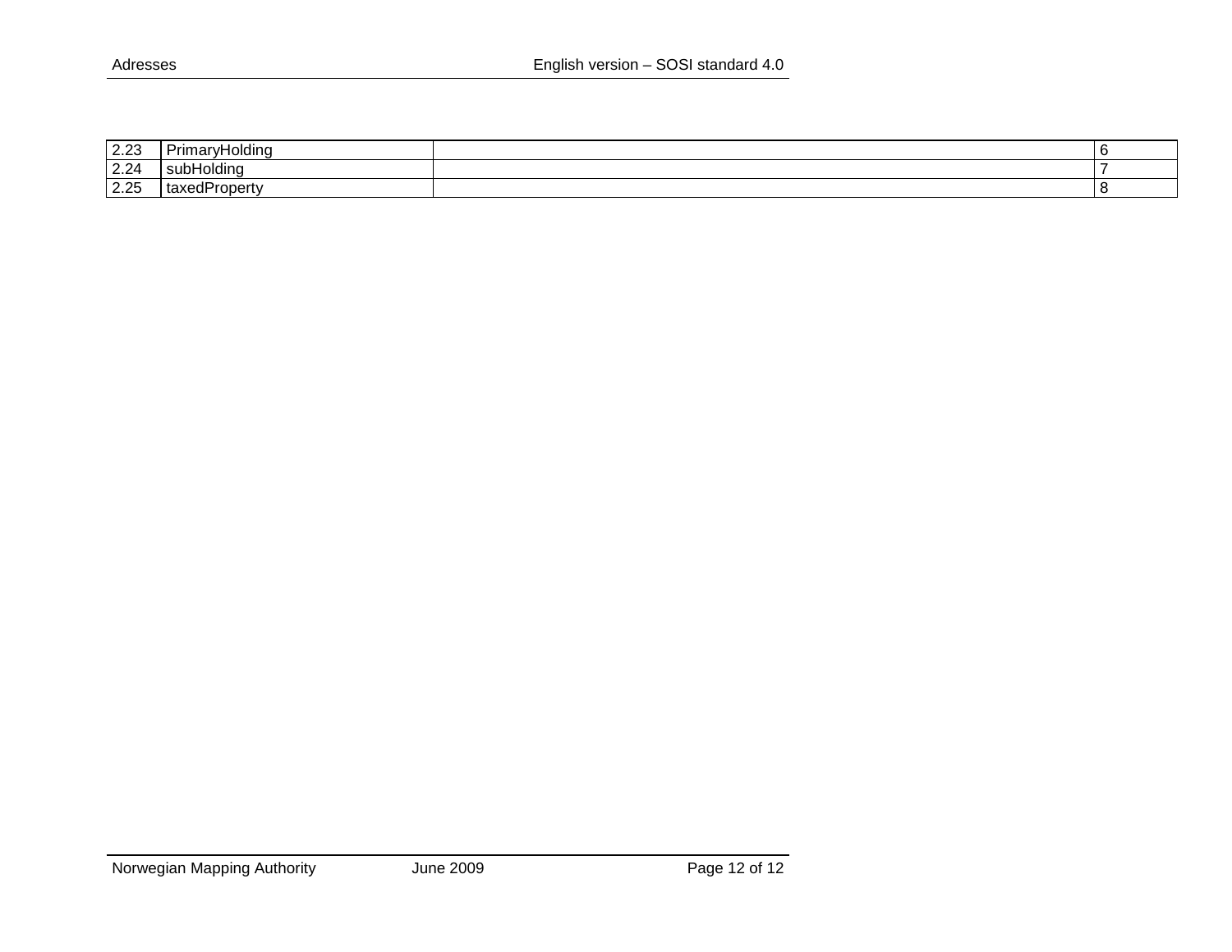| | | | |
|---|---|---|---|
| 2.23 | PrimaryHolding | | 6 |
| 2.24 | subHolding | | 7 |
| 2.25 | taxedProperty | | 8 |